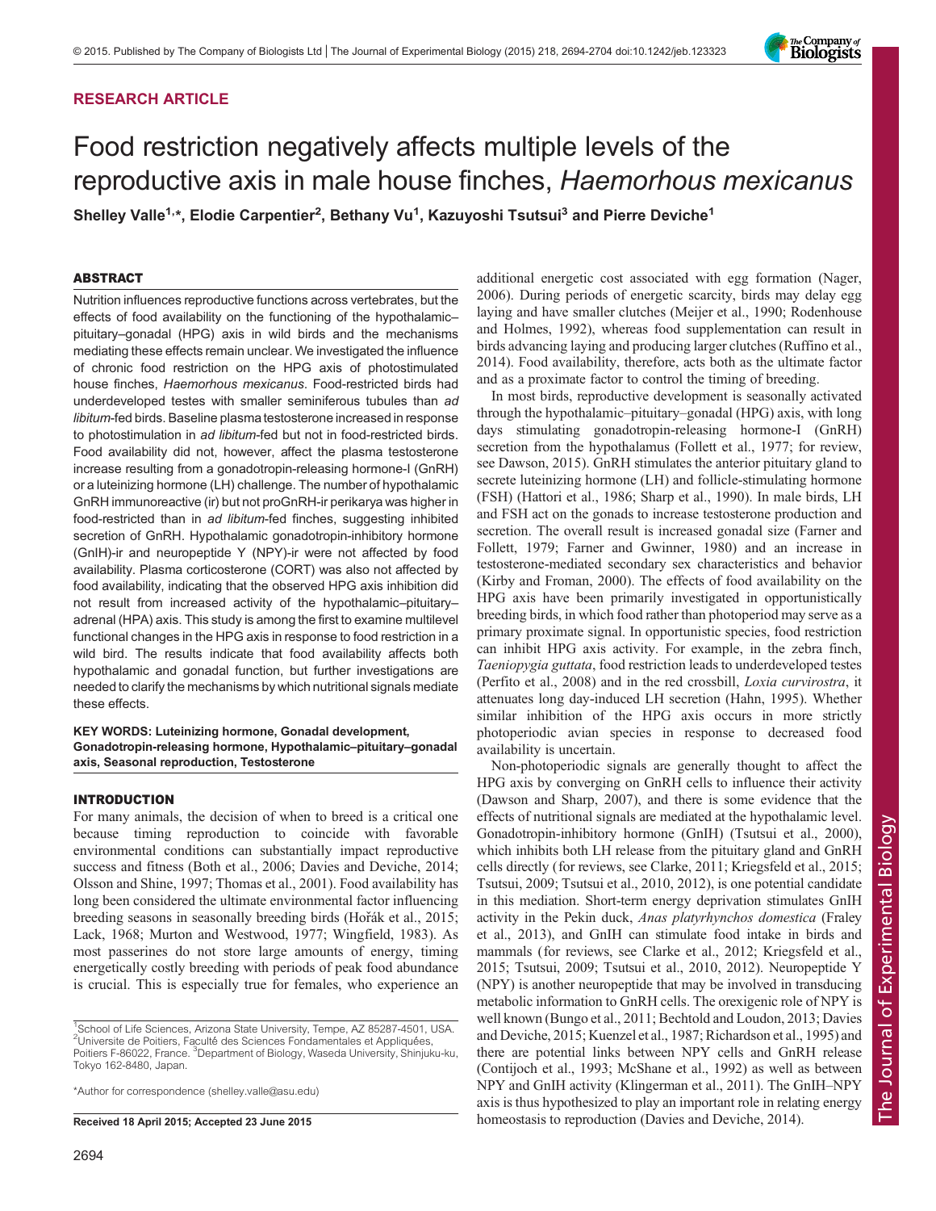## RESEARCH ARTICLE

# Food restriction negatively affects multiple levels of the reproductive axis in male house finches, *Haemorhous mexicanus*

**Shelley Valle[1,*], Elodie Carpentier[2], Bethany Vu[1], Kazuyoshi Tsutsui[3] and Pierre Deviche[1]**

### ABSTRACT

Nutrition influences reproductive functions across vertebrates, but the effects of food availability on the functioning of the hypothalamic–pituitary–gonadal (HPG) axis in wild birds and the mechanisms mediating these effects remain unclear. We investigated the influence of chronic food restriction on the HPG axis of photostimulated house finches, *Haemorhous mexicanus*. Food-restricted birds had underdeveloped testes with smaller seminiferous tubules than *ad libitum*-fed birds. Baseline plasma testosterone increased in response to photostimulation in *ad libitum*-fed but not in food-restricted birds. Food availability did not, however, affect the plasma testosterone increase resulting from a gonadotropin-releasing hormone-I (GnRH) or a luteinizing hormone (LH) challenge. The number of hypothalamic GnRH immunoreactive (ir) but not proGnRH-ir perikarya was higher in food-restricted than in *ad libitum*-fed finches, suggesting inhibited secretion of GnRH. Hypothalamic gonadotropin-inhibitory hormone (GnIH)-ir and neuropeptide Y (NPY)-ir were not affected by food availability. Plasma corticosterone (CORT) was also not affected by food availability, indicating that the observed HPG axis inhibition did not result from increased activity of the hypothalamic–pituitary–adrenal (HPA) axis. This study is among the first to examine multilevel functional changes in the HPG axis in response to food restriction in a wild bird. The results indicate that food availability affects both hypothalamic and gonadal function, but further investigations are needed to clarify the mechanisms by which nutritional signals mediate these effects.

**KEY WORDS: Luteinizing hormone, Gonadal development, Gonadotropin-releasing hormone, Hypothalamic–pituitary–gonadal axis, Seasonal reproduction, Testosterone**

### INTRODUCTION

For many animals, the decision of when to breed is a critical one because timing reproduction to coincide with favorable environmental conditions can substantially impact reproductive success and fitness (Both et al., 2006; Davies and Deviche, 2014; Olsson and Shine, 1997; Thomas et al., 2001). Food availability has long been considered the ultimate environmental factor influencing breeding seasons in seasonally breeding birds (Hořák et al., 2015; Lack, 1968; Murton and Westwood, 1977; Wingfield, 1983). As most passerines do not store large amounts of energy, timing energetically costly breeding with periods of peak food abundance is crucial. This is especially true for females, who experience an additional energetic cost associated with egg formation (Nager, 2006). During periods of energetic scarcity, birds may delay egg laying and have smaller clutches (Meijer et al., 1990; Rodenhouse and Holmes, 1992), whereas food supplementation can result in birds advancing laying and producing larger clutches (Ruffino et al., 2014). Food availability, therefore, acts both as the ultimate factor and as a proximate factor to control the timing of breeding.

In most birds, reproductive development is seasonally activated through the hypothalamic–pituitary–gonadal (HPG) axis, with long days stimulating gonadotropin-releasing hormone-I (GnRH) secretion from the hypothalamus (Follett et al., 1977; for review, see Dawson, 2015). GnRH stimulates the anterior pituitary gland to secrete luteinizing hormone (LH) and follicle-stimulating hormone (FSH) (Hattori et al., 1986; Sharp et al., 1990). In male birds, LH and FSH act on the gonads to increase testosterone production and secretion. The overall result is increased gonadal size (Farner and Follett, 1979; Farner and Gwinner, 1980) and an increase in testosterone-mediated secondary sex characteristics and behavior (Kirby and Froman, 2000). The effects of food availability on the HPG axis have been primarily investigated in opportunistically breeding birds, in which food rather than photoperiod may serve as a primary proximate signal. In opportunistic species, food restriction can inhibit HPG axis activity. For example, in the zebra finch, *Taeniopygia guttata*, food restriction leads to underdeveloped testes (Perfito et al., 2008) and in the red crossbill, *Loxia curvirostra*, it attenuates long day-induced LH secretion (Hahn, 1995). Whether similar inhibition of the HPG axis occurs in more strictly photoperiodic avian species in response to decreased food availability is uncertain.

Non-photoperiodic signals are generally thought to affect the HPG axis by converging on GnRH cells to influence their activity (Dawson and Sharp, 2007), and there is some evidence that the effects of nutritional signals are mediated at the hypothalamic level. Gonadotropin-inhibitory hormone (GnIH) (Tsutsui et al., 2000), which inhibits both LH release from the pituitary gland and GnRH cells directly (for reviews, see Clarke, 2011; Kriegsfeld et al., 2015; Tsutsui, 2009; Tsutsui et al., 2010, 2012), is one potential candidate in this mediation. Short-term energy deprivation stimulates GnIH activity in the Pekin duck, *Anas platyrhynchos domestica* (Fraley et al., 2013), and GnIH can stimulate food intake in birds and mammals (for reviews, see Clarke et al., 2012; Kriegsfeld et al., 2015; Tsutsui, 2009; Tsutsui et al., 2010, 2012). Neuropeptide Y (NPY) is another neuropeptide that may be involved in transducing metabolic information to GnRH cells. The orexigenic role of NPY is well known (Bungo et al., 2011; Bechtold and Loudon, 2013; Davies and Deviche, 2015; Kuenzel et al., 1987; Richardson et al., 1995) and there are potential links between NPY cells and GnRH release (Contijoch et al., 1993; McShane et al., 1992) as well as between NPY and GnIH activity (Klingerman et al., 2011). The GnIH–NPY axis is thus hypothesized to play an important role in relating energy homeostasis to reproduction (Davies and Deviche, 2014).

[1]School of Life Sciences, Arizona State University, Tempe, AZ 85287-4501, USA. [2]Universite de Poitiers, Faculté des Sciences Fondamentales et Appliquées, Poitiers F-86022, France. [3]Department of Biology, Waseda University, Shinjuku-ku, Tokyo 162-8480, Japan.

*Author for correspondence (shelley.valle@asu.edu)

**Received 18 April 2015; Accepted 23 June 2015**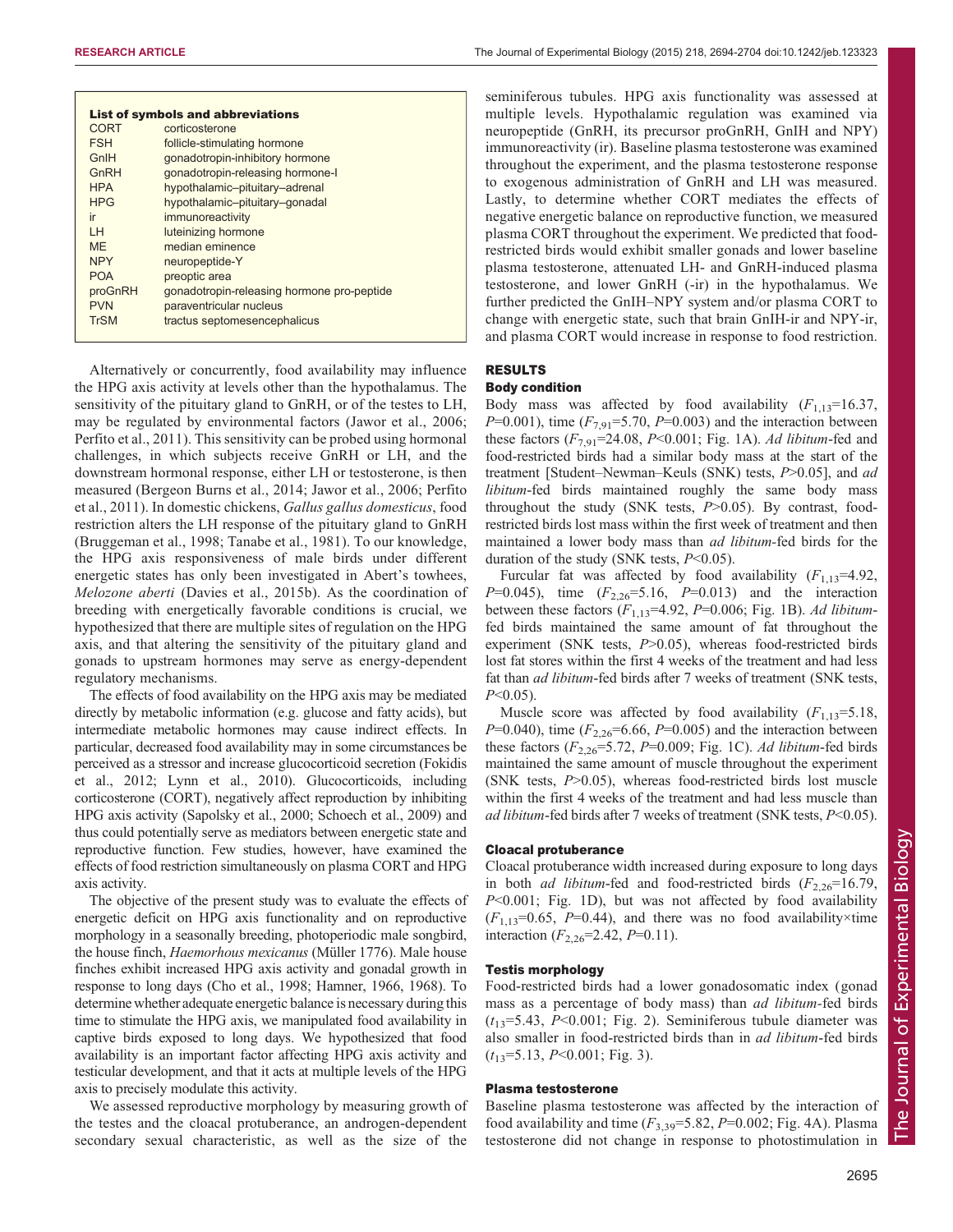**List of symbols and abbreviations**

| | |
|---|---|
| CORT | corticosterone |
| FSH | follicle-stimulating hormone |
| GnIH | gonadotropin-inhibitory hormone |
| GnRH | gonadotropin-releasing hormone-I |
| HPA | hypothalamic–pituitary–adrenal |
| HPG | hypothalamic–pituitary–gonadal |
| ir | immunoreactivity |
| LH | luteinizing hormone |
| ME | median eminence |
| NPY | neuropeptide-Y |
| POA | preoptic area |
| proGnRH | gonadotropin-releasing hormone pro-peptide |
| PVN | paraventricular nucleus |
| TrSM | tractus septomesencephalicus |

Alternatively or concurrently, food availability may influence the HPG axis activity at levels other than the hypothalamus. The sensitivity of the pituitary gland to GnRH, or of the testes to LH, may be regulated by environmental factors (Jawor et al., 2006; Perfito et al., 2011). This sensitivity can be probed using hormonal challenges, in which subjects receive GnRH or LH, and the downstream hormonal response, either LH or testosterone, is then measured (Bergeon Burns et al., 2014; Jawor et al., 2006; Perfito et al., 2011). In domestic chickens, *Gallus gallus domesticus*, food restriction alters the LH response of the pituitary gland to GnRH (Bruggeman et al., 1998; Tanabe et al., 1981). To our knowledge, the HPG axis responsiveness of male birds under different energetic states has only been investigated in Abert's towhees, *Melozone aberti* (Davies et al., 2015b). As the coordination of breeding with energetically favorable conditions is crucial, we hypothesized that there are multiple sites of regulation on the HPG axis, and that altering the sensitivity of the pituitary gland and gonads to upstream hormones may serve as energy-dependent regulatory mechanisms.

The effects of food availability on the HPG axis may be mediated directly by metabolic information (e.g. glucose and fatty acids), but intermediate metabolic hormones may cause indirect effects. In particular, decreased food availability may in some circumstances be perceived as a stressor and increase glucocorticoid secretion (Fokidis et al., 2012; Lynn et al., 2010). Glucocorticoids, including corticosterone (CORT), negatively affect reproduction by inhibiting HPG axis activity (Sapolsky et al., 2000; Schoech et al., 2009) and thus could potentially serve as mediators between energetic state and reproductive function. Few studies, however, have examined the effects of food restriction simultaneously on plasma CORT and HPG axis activity.

The objective of the present study was to evaluate the effects of energetic deficit on HPG axis functionality and on reproductive morphology in a seasonally breeding, photoperiodic male songbird, the house finch, *Haemorhous mexicanus* (Müller 1776). Male house finches exhibit increased HPG axis activity and gonadal growth in response to long days (Cho et al., 1998; Hamner, 1966, 1968). To determine whether adequate energetic balance is necessary during this time to stimulate the HPG axis, we manipulated food availability in captive birds exposed to long days. We hypothesized that food availability is an important factor affecting HPG axis activity and testicular development, and that it acts at multiple levels of the HPG axis to precisely modulate this activity.

We assessed reproductive morphology by measuring growth of the testes and the cloacal protuberance, an androgen-dependent secondary sexual characteristic, as well as the size of the seminiferous tubules. HPG axis functionality was assessed at multiple levels. Hypothalamic regulation was examined via neuropeptide (GnRH, its precursor proGnRH, GnIH and NPY) immunoreactivity (ir). Baseline plasma testosterone was examined throughout the experiment, and the plasma testosterone response to exogenous administration of GnRH and LH was measured. Lastly, to determine whether CORT mediates the effects of negative energetic balance on reproductive function, we measured plasma CORT throughout the experiment. We predicted that food-restricted birds would exhibit smaller gonads and lower baseline plasma testosterone, attenuated LH- and GnRH-induced plasma testosterone, and lower GnRH (-ir) in the hypothalamus. We further predicted the GnIH–NPY system and/or plasma CORT to change with energetic state, such that brain GnIH-ir and NPY-ir, and plasma CORT would increase in response to food restriction.

## RESULTS

### Body condition

Body mass was affected by food availability ($F_{1,13}$=16.37, $P$=0.001), time ($F_{7,91}$=5.70, $P$=0.003) and the interaction between these factors ($F_{7,91}$=24.08, $P$<0.001; Fig. 1A). *Ad libitum*-fed and food-restricted birds had a similar body mass at the start of the treatment [Student–Newman–Keuls (SNK) tests, $P$>0.05], and *ad libitum*-fed birds maintained roughly the same body mass throughout the study (SNK tests, $P$>0.05). By contrast, food-restricted birds lost mass within the first week of treatment and then maintained a lower body mass than *ad libitum*-fed birds for the duration of the study (SNK tests, $P$<0.05).

Furcular fat was affected by food availability ($F_{1,13}$=4.92, $P$=0.045), time ($F_{2,26}$=5.16, $P$=0.013) and the interaction between these factors ($F_{1,13}$=4.92, $P$=0.006; Fig. 1B). *Ad libitum*-fed birds maintained the same amount of fat throughout the experiment (SNK tests, $P$>0.05), whereas food-restricted birds lost fat stores within the first 4 weeks of the treatment and had less fat than *ad libitum*-fed birds after 7 weeks of treatment (SNK tests, $P$<0.05).

Muscle score was affected by food availability ($F_{1,13}$=5.18, $P$=0.040), time ($F_{2,26}$=6.66, $P$=0.005) and the interaction between these factors ($F_{2,26}$=5.72, $P$=0.009; Fig. 1C). *Ad libitum*-fed birds maintained the same amount of muscle throughout the experiment (SNK tests, $P$>0.05), whereas food-restricted birds lost muscle within the first 4 weeks of the treatment and had less muscle than *ad libitum*-fed birds after 7 weeks of treatment (SNK tests, $P$<0.05).

### Cloacal protuberance

Cloacal protuberance width increased during exposure to long days in both *ad libitum*-fed and food-restricted birds ($F_{2,26}$=16.79, $P$<0.001; Fig. 1D), but was not affected by food availability ($F_{1,13}$=0.65, $P$=0.44), and there was no food availability×time interaction ($F_{2,26}$=2.42, $P$=0.11).

### Testis morphology

Food-restricted birds had a lower gonadosomatic index (gonad mass as a percentage of body mass) than *ad libitum*-fed birds ($t_{13}$=5.43, $P$<0.001; Fig. 2). Seminiferous tubule diameter was also smaller in food-restricted birds than in *ad libitum*-fed birds ($t_{13}$=5.13, $P$<0.001; Fig. 3).

### Plasma testosterone

Baseline plasma testosterone was affected by the interaction of food availability and time ($F_{3,39}$=5.82, $P$=0.002; Fig. 4A). Plasma testosterone did not change in response to photostimulation in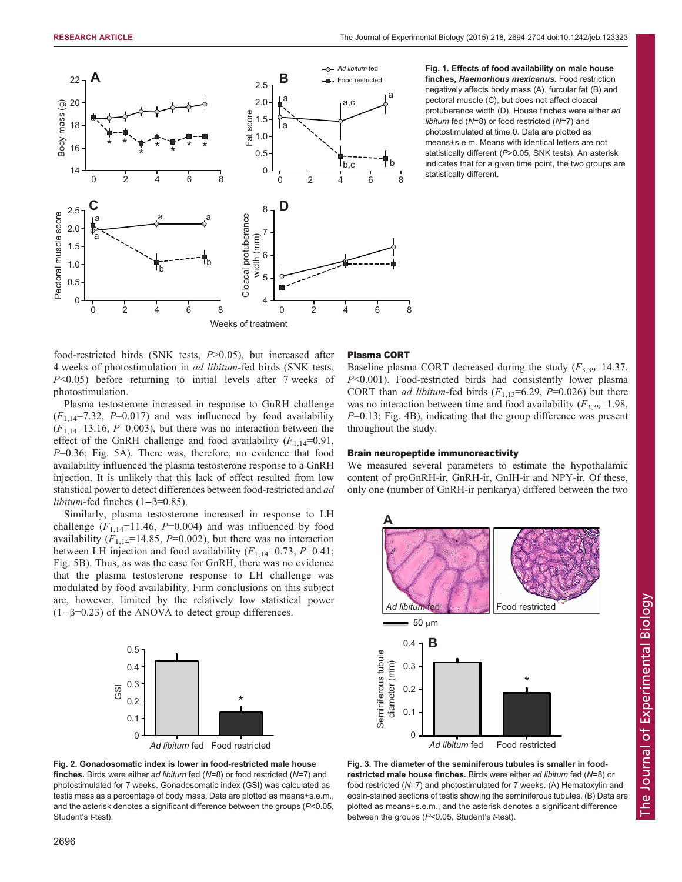**Fig. 1. Effects of food availability on male house finches, *Haemorhous mexicanus*.** Food restriction negatively affects body mass (A), furcular fat (B) and pectoral muscle (C), but does not affect cloacal protuberance width (D). House finches were either *ad libitum* fed ($N$=8) or food restricted ($N$=7) and photostimulated at time 0. Data are plotted as means±s.e.m. Means with identical letters are not statistically different ($P$>0.05, SNK tests). An asterisk indicates that for a given time point, the two groups are statistically different.

food-restricted birds (SNK tests, $P$>0.05), but increased after 4 weeks of photostimulation in *ad libitum*-fed birds (SNK tests, $P$<0.05) before returning to initial levels after 7 weeks of photostimulation.

Plasma testosterone increased in response to GnRH challenge ($F_{1,14}$=7.32, $P$=0.017) and was influenced by food availability ($F_{1,14}$=13.16, $P$=0.003), but there was no interaction between the effect of the GnRH challenge and food availability ($F_{1,14}$=0.91, $P$=0.36; Fig. 5A). There was, therefore, no evidence that food availability influenced the plasma testosterone response to a GnRH injection. It is unlikely that this lack of effect resulted from low statistical power to detect differences between food-restricted and *ad libitum*-fed finches (1−β=0.85).

Similarly, plasma testosterone increased in response to LH challenge ($F_{1,14}$=11.46, $P$=0.004) and was influenced by food availability ($F_{1,14}$=14.85, $P$=0.002), but there was no interaction between LH injection and food availability ($F_{1,14}$=0.73, $P$=0.41; Fig. 5B). Thus, as was the case for GnRH, there was no evidence that the plasma testosterone response to LH challenge was modulated by food availability. Firm conclusions on this subject are, however, limited by the relatively low statistical power (1−β=0.23) of the ANOVA to detect group differences.

**Fig. 2. Gonadosomatic index is lower in food-restricted male house finches.** Birds were either *ad libitum* fed ($N$=8) or food restricted ($N$=7) and photostimulated for 7 weeks. Gonadosomatic index (GSI) was calculated as testis mass as a percentage of body mass. Data are plotted as means+s.e.m., and the asterisk denotes a significant difference between the groups ($P$<0.05, Student's $t$-test).

### Plasma CORT

Baseline plasma CORT decreased during the study ($F_{3,39}$=14.37, $P$<0.001). Food-restricted birds had consistently lower plasma CORT than *ad libitum*-fed birds ($F_{1,13}$=6.29, $P$=0.026) but there was no interaction between time and food availability ($F_{3,39}$=1.98, $P$=0.13; Fig. 4B), indicating that the group difference was present throughout the study.

### Brain neuropeptide immunoreactivity

We measured several parameters to estimate the hypothalamic content of proGnRH-ir, GnRH-ir, GnIH-ir and NPY-ir. Of these, only one (number of GnRH-ir perikarya) differed between the two

**Fig. 3. The diameter of the seminiferous tubules is smaller in food-restricted male house finches.** Birds were either *ad libitum* fed ($N$=8) or food restricted ($N$=7) and photostimulated for 7 weeks. (A) Hematoxylin and eosin-stained sections of testis showing the seminiferous tubules. (B) Data are plotted as means+s.e.m., and the asterisk denotes a significant difference between the groups ($P$<0.05, Student's $t$-test).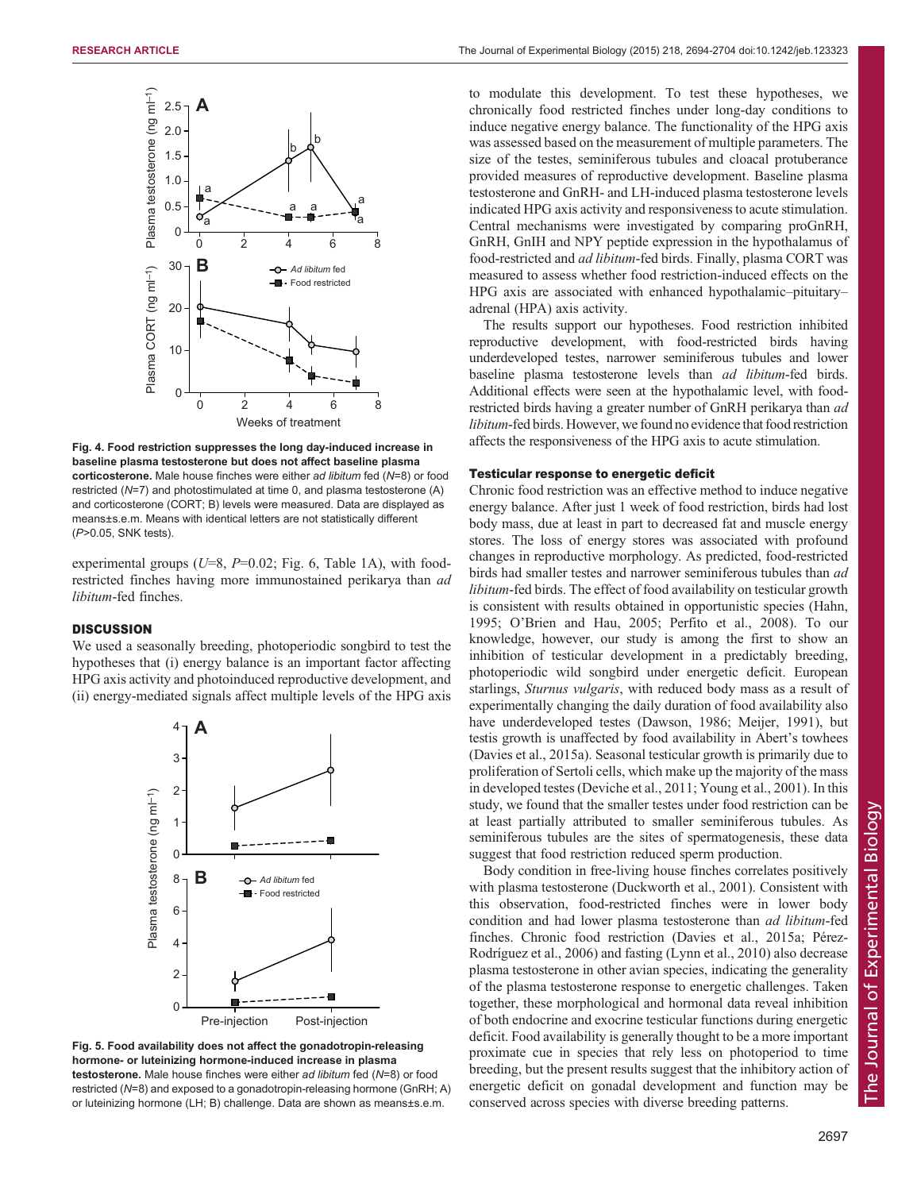Fig. 4. Food restriction suppresses the long day-induced increase in baseline plasma testosterone but does not affect baseline plasma corticosterone. Male house finches were either *ad libitum* fed ($N$=8) or food restricted ($N$=7) and photostimulated at time 0, and plasma testosterone (A) and corticosterone (CORT; B) levels were measured. Data are displayed as means±s.e.m. Means with identical letters are not statistically different ($P$>0.05, SNK tests).

experimental groups ($U$=8, $P$=0.02; Fig. 6, Table 1A), with food-restricted finches having more immunostained perikarya than *ad libitum*-fed finches.

## DISCUSSION

We used a seasonally breeding, photoperiodic songbird to test the hypotheses that (i) energy balance is an important factor affecting HPG axis activity and photoinduced reproductive development, and (ii) energy-mediated signals affect multiple levels of the HPG axis to modulate this development. To test these hypotheses, we chronically food restricted finches under long-day conditions to induce negative energy balance. The functionality of the HPG axis was assessed based on the measurement of multiple parameters. The size of the testes, seminiferous tubules and cloacal protuberance provided measures of reproductive development. Baseline plasma testosterone and GnRH- and LH-induced plasma testosterone levels indicated HPG axis activity and responsiveness to acute stimulation. Central mechanisms were investigated by comparing proGnRH, GnRH, GnIH and NPY peptide expression in the hypothalamus of food-restricted and *ad libitum*-fed birds. Finally, plasma CORT was measured to assess whether food restriction-induced effects on the HPG axis are associated with enhanced hypothalamic–pituitary–adrenal (HPA) axis activity.

The results support our hypotheses. Food restriction inhibited reproductive development, with food-restricted birds having underdeveloped testes, narrower seminiferous tubules and lower baseline plasma testosterone levels than *ad libitum*-fed birds. Additional effects were seen at the hypothalamic level, with food-restricted birds having a greater number of GnRH perikarya than *ad libitum*-fed birds. However, we found no evidence that food restriction affects the responsiveness of the HPG axis to acute stimulation.

Fig. 5. Food availability does not affect the gonadotropin-releasing hormone- or luteinizing hormone-induced increase in plasma testosterone. Male house finches were either *ad libitum* fed ($N$=8) or food restricted ($N$=8) and exposed to a gonadotropin-releasing hormone (GnRH; A) or luteinizing hormone (LH; B) challenge. Data are shown as means±s.e.m.

### Testicular response to energetic deficit

Chronic food restriction was an effective method to induce negative energy balance. After just 1 week of food restriction, birds had lost body mass, due at least in part to decreased fat and muscle energy stores. The loss of energy stores was associated with profound changes in reproductive morphology. As predicted, food-restricted birds had smaller testes and narrower seminiferous tubules than *ad libitum*-fed birds. The effect of food availability on testicular growth is consistent with results obtained in opportunistic species (Hahn, 1995; O'Brien and Hau, 2005; Perfito et al., 2008). To our knowledge, however, our study is among the first to show an inhibition of testicular development in a predictably breeding, photoperiodic wild songbird under energetic deficit. European starlings, *Sturnus vulgaris*, with reduced body mass as a result of experimentally changing the daily duration of food availability also have underdeveloped testes (Dawson, 1986; Meijer, 1991), but testis growth is unaffected by food availability in Abert's towhees (Davies et al., 2015a). Seasonal testicular growth is primarily due to proliferation of Sertoli cells, which make up the majority of the mass in developed testes (Deviche et al., 2011; Young et al., 2001). In this study, we found that the smaller testes under food restriction can be at least partially attributed to smaller seminiferous tubules. As seminiferous tubules are the sites of spermatogenesis, these data suggest that food restriction reduced sperm production.

Body condition in free-living house finches correlates positively with plasma testosterone (Duckworth et al., 2001). Consistent with this observation, food-restricted finches were in lower body condition and had lower plasma testosterone than *ad libitum*-fed finches. Chronic food restriction (Davies et al., 2015a; Pérez-Rodríguez et al., 2006) and fasting (Lynn et al., 2010) also decrease plasma testosterone in other avian species, indicating the generality of the plasma testosterone response to energetic challenges. Taken together, these morphological and hormonal data reveal inhibition of both endocrine and exocrine testicular functions during energetic deficit. Food availability is generally thought to be a more important proximate cue in species that rely less on photoperiod to time breeding, but the present results suggest that the inhibitory action of energetic deficit on gonadal development and function may be conserved across species with diverse breeding patterns.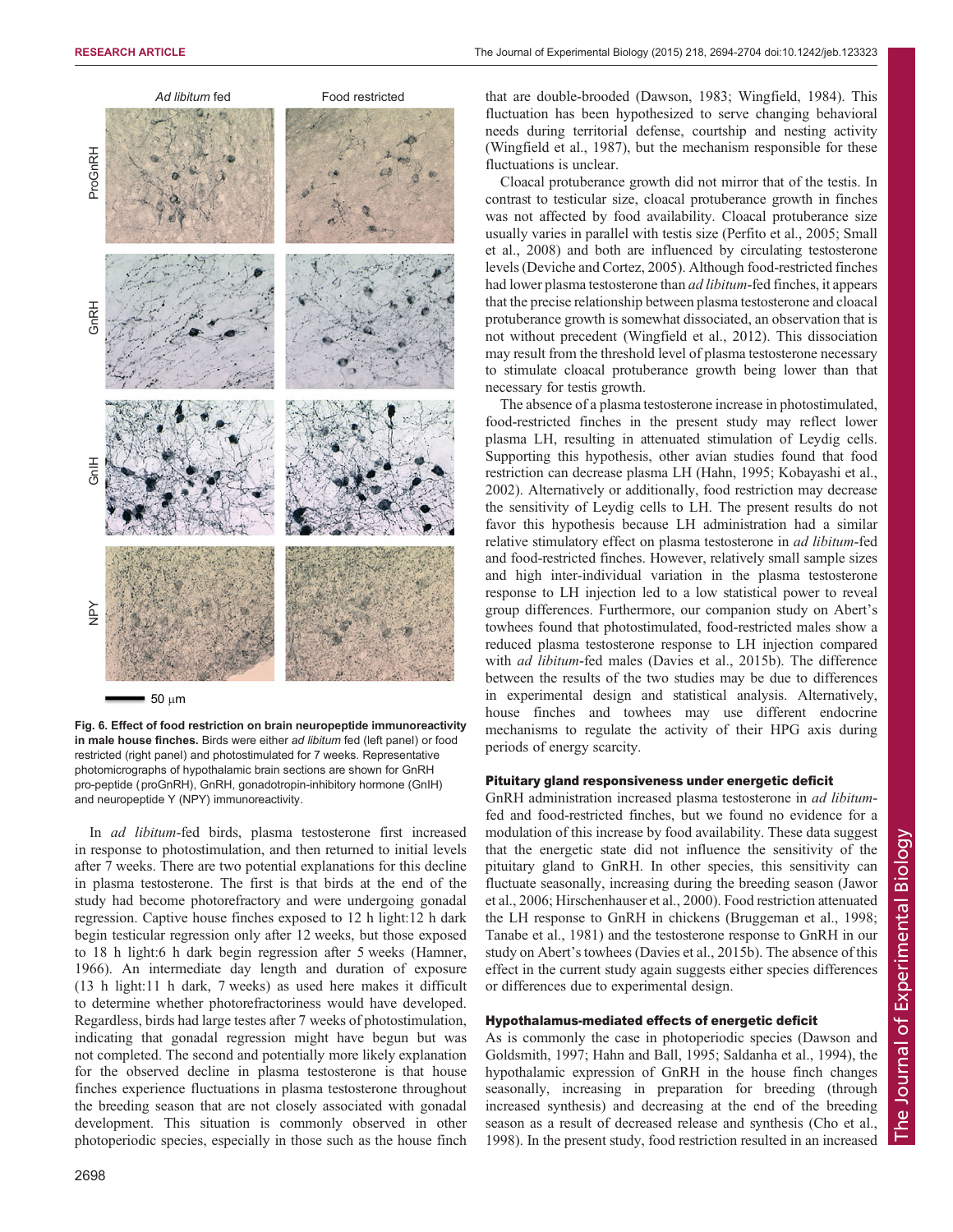**Fig. 6. Effect of food restriction on brain neuropeptide immunoreactivity in male house finches.** Birds were either *ad libitum* fed (left panel) or food restricted (right panel) and photostimulated for 7 weeks. Representative photomicrographs of hypothalamic brain sections are shown for GnRH pro-peptide (proGnRH), GnRH, gonadotropin-inhibitory hormone (GnIH) and neuropeptide Y (NPY) immunoreactivity.

In *ad libitum*-fed birds, plasma testosterone first increased in response to photostimulation, and then returned to initial levels after 7 weeks. There are two potential explanations for this decline in plasma testosterone. The first is that birds at the end of the study had become photorefractory and were undergoing gonadal regression. Captive house finches exposed to 12 h light:12 h dark begin testicular regression only after 12 weeks, but those exposed to 18 h light:6 h dark begin regression after 5 weeks (Hamner, 1966). An intermediate day length and duration of exposure (13 h light:11 h dark, 7 weeks) as used here makes it difficult to determine whether photorefractoriness would have developed. Regardless, birds had large testes after 7 weeks of photostimulation, indicating that gonadal regression might have begun but was not completed. The second and potentially more likely explanation for the observed decline in plasma testosterone is that house finches experience fluctuations in plasma testosterone throughout the breeding season that are not closely associated with gonadal development. This situation is commonly observed in other photoperiodic species, especially in those such as the house finch that are double-brooded (Dawson, 1983; Wingfield, 1984). This fluctuation has been hypothesized to serve changing behavioral needs during territorial defense, courtship and nesting activity (Wingfield et al., 1987), but the mechanism responsible for these fluctuations is unclear.

Cloacal protuberance growth did not mirror that of the testis. In contrast to testicular size, cloacal protuberance growth in finches was not affected by food availability. Cloacal protuberance size usually varies in parallel with testis size (Perfito et al., 2005; Small et al., 2008) and both are influenced by circulating testosterone levels (Deviche and Cortez, 2005). Although food-restricted finches had lower plasma testosterone than *ad libitum*-fed finches, it appears that the precise relationship between plasma testosterone and cloacal protuberance growth is somewhat dissociated, an observation that is not without precedent (Wingfield et al., 2012). This dissociation may result from the threshold level of plasma testosterone necessary to stimulate cloacal protuberance growth being lower than that necessary for testis growth.

The absence of a plasma testosterone increase in photostimulated, food-restricted finches in the present study may reflect lower plasma LH, resulting in attenuated stimulation of Leydig cells. Supporting this hypothesis, other avian studies found that food restriction can decrease plasma LH (Hahn, 1995; Kobayashi et al., 2002). Alternatively or additionally, food restriction may decrease the sensitivity of Leydig cells to LH. The present results do not favor this hypothesis because LH administration had a similar relative stimulatory effect on plasma testosterone in *ad libitum*-fed and food-restricted finches. However, relatively small sample sizes and high inter-individual variation in the plasma testosterone response to LH injection led to a low statistical power to reveal group differences. Furthermore, our companion study on Abert's towhees found that photostimulated, food-restricted males show a reduced plasma testosterone response to LH injection compared with *ad libitum*-fed males (Davies et al., 2015b). The difference between the results of the two studies may be due to differences in experimental design and statistical analysis. Alternatively, house finches and towhees may use different endocrine mechanisms to regulate the activity of their HPG axis during periods of energy scarcity.

### Pituitary gland responsiveness under energetic deficit

GnRH administration increased plasma testosterone in *ad libitum*-fed and food-restricted finches, but we found no evidence for a modulation of this increase by food availability. These data suggest that the energetic state did not influence the sensitivity of the pituitary gland to GnRH. In other species, this sensitivity can fluctuate seasonally, increasing during the breeding season (Jawor et al., 2006; Hirschenhauser et al., 2000). Food restriction attenuated the LH response to GnRH in chickens (Bruggeman et al., 1998; Tanabe et al., 1981) and the testosterone response to GnRH in our study on Abert's towhees (Davies et al., 2015b). The absence of this effect in the current study again suggests either species differences or differences due to experimental design.

### Hypothalamus-mediated effects of energetic deficit

As is commonly the case in photoperiodic species (Dawson and Goldsmith, 1997; Hahn and Ball, 1995; Saldanha et al., 1994), the hypothalamic expression of GnRH in the house finch changes seasonally, increasing in preparation for breeding (through increased synthesis) and decreasing at the end of the breeding season as a result of decreased release and synthesis (Cho et al., 1998). In the present study, food restriction resulted in an increased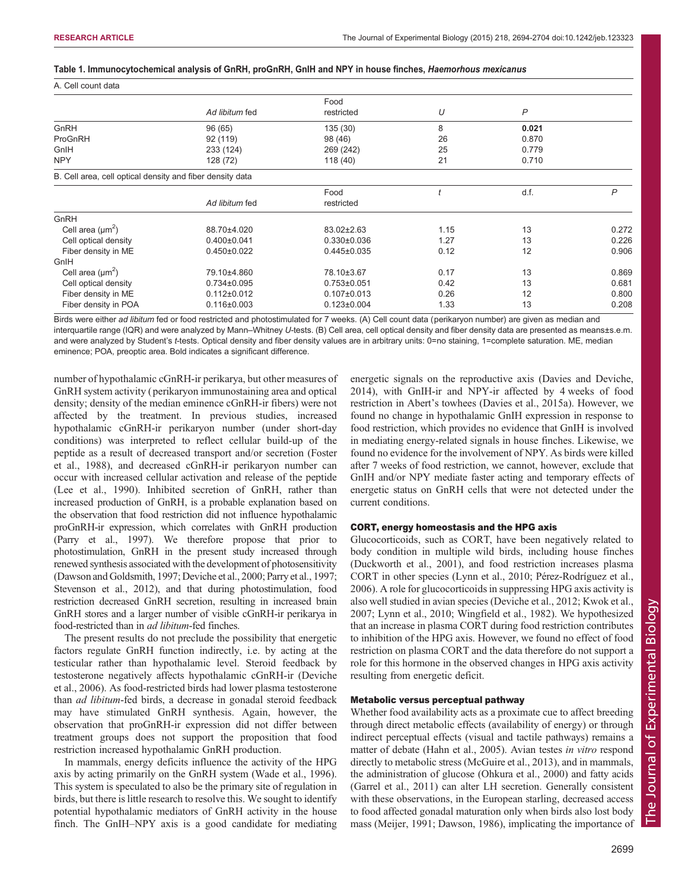**Table 1. Immunocytochemical analysis of GnRH, proGnRH, GnIH and NPY in house finches, *Haemorhous mexicanus***

A. Cell count data

| | *Ad libitum* fed | Food restricted | *U* | *P* |
|---|---|---|---|---|
| GnRH | 96 (65) | 135 (30) | 8 | **0.021** |
| ProGnRH | 92 (119) | 98 (46) | 26 | 0.870 |
| GnIH | 233 (124) | 269 (242) | 25 | 0.779 |
| NPY | 128 (72) | 118 (40) | 21 | 0.710 |

B. Cell area, cell optical density and fiber density data

| | *Ad libitum* fed | Food restricted | *t* | d.f. | *P* |
|---|---|---|---|---|---|
| GnRH | | | | | |
| Cell area (μm$^2$) | 88.70±4.020 | 83.02±2.63 | 1.15 | 13 | 0.272 |
| Cell optical density | 0.400±0.041 | 0.330±0.036 | 1.27 | 13 | 0.226 |
| Fiber density in ME | 0.450±0.022 | 0.445±0.035 | 0.12 | 12 | 0.906 |
| GnIH | | | | | |
| Cell area (μm$^2$) | 79.10±4.860 | 78.10±3.67 | 0.17 | 13 | 0.869 |
| Cell optical density | 0.734±0.095 | 0.753±0.051 | 0.42 | 13 | 0.681 |
| Fiber density in ME | 0.112±0.012 | 0.107±0.013 | 0.26 | 12 | 0.800 |
| Fiber density in POA | 0.116±0.003 | 0.123±0.004 | 1.33 | 13 | 0.208 |

Birds were either *ad libitum* fed or food restricted and photostimulated for 7 weeks. (A) Cell count data (perikaryon number) are given as median and interquartile range (IQR) and were analyzed by Mann–Whitney *U*-tests. (B) Cell area, cell optical density and fiber density data are presented as means±s.e.m. and were analyzed by Student's *t*-tests. Optical density and fiber density values are in arbitrary units: 0=no staining, 1=complete saturation. ME, median eminence; POA, preoptic area. Bold indicates a significant difference.

number of hypothalamic cGnRH-ir perikarya, but other measures of GnRH system activity (perikaryon immunostaining area and optical density; density of the median eminence cGnRH-ir fibers) were not affected by the treatment. In previous studies, increased hypothalamic cGnRH-ir perikaryon number (under short-day conditions) was interpreted to reflect cellular build-up of the peptide as a result of decreased transport and/or secretion (Foster et al., 1988), and decreased cGnRH-ir perikaryon number can occur with increased cellular activation and release of the peptide (Lee et al., 1990). Inhibited secretion of GnRH, rather than increased production of GnRH, is a probable explanation based on the observation that food restriction did not influence hypothalamic proGnRH-ir expression, which correlates with GnRH production (Parry et al., 1997). We therefore propose that prior to photostimulation, GnRH in the present study increased through renewed synthesis associated with the development of photosensitivity (Dawson and Goldsmith, 1997; Deviche et al., 2000; Parry et al., 1997; Stevenson et al., 2012), and that during photostimulation, food restriction decreased GnRH secretion, resulting in increased brain GnRH stores and a larger number of visible cGnRH-ir perikarya in food-restricted than in *ad libitum*-fed finches.

The present results do not preclude the possibility that energetic factors regulate GnRH function indirectly, i.e. by acting at the testicular rather than hypothalamic level. Steroid feedback by testosterone negatively affects hypothalamic cGnRH-ir (Deviche et al., 2006). As food-restricted birds had lower plasma testosterone than *ad libitum*-fed birds, a decrease in gonadal steroid feedback may have stimulated GnRH synthesis. Again, however, the observation that proGnRH-ir expression did not differ between treatment groups does not support the proposition that food restriction increased hypothalamic GnRH production.

In mammals, energy deficits influence the activity of the HPG axis by acting primarily on the GnRH system (Wade et al., 1996). This system is speculated to also be the primary site of regulation in birds, but there is little research to resolve this. We sought to identify potential hypothalamic mediators of GnRH activity in the house finch. The GnIH–NPY axis is a good candidate for mediating energetic signals on the reproductive axis (Davies and Deviche, 2014), with GnIH-ir and NPY-ir affected by 4 weeks of food restriction in Abert's towhees (Davies et al., 2015a). However, we found no change in hypothalamic GnIH expression in response to food restriction, which provides no evidence that GnIH is involved in mediating energy-related signals in house finches. Likewise, we found no evidence for the involvement of NPY. As birds were killed after 7 weeks of food restriction, we cannot, however, exclude that GnIH and/or NPY mediate faster acting and temporary effects of energetic status on GnRH cells that were not detected under the current conditions.

### CORT, energy homeostasis and the HPG axis

Glucocorticoids, such as CORT, have been negatively related to body condition in multiple wild birds, including house finches (Duckworth et al., 2001), and food restriction increases plasma CORT in other species (Lynn et al., 2010; Pérez-Rodríguez et al., 2006). A role for glucocorticoids in suppressing HPG axis activity is also well studied in avian species (Deviche et al., 2012; Kwok et al., 2007; Lynn et al., 2010; Wingfield et al., 1982). We hypothesized that an increase in plasma CORT during food restriction contributes to inhibition of the HPG axis. However, we found no effect of food restriction on plasma CORT and the data therefore do not support a role for this hormone in the observed changes in HPG axis activity resulting from energetic deficit.

### Metabolic versus perceptual pathway

Whether food availability acts as a proximate cue to affect breeding through direct metabolic effects (availability of energy) or through indirect perceptual effects (visual and tactile pathways) remains a matter of debate (Hahn et al., 2005). Avian testes *in vitro* respond directly to metabolic stress (McGuire et al., 2013), and in mammals, the administration of glucose (Ohkura et al., 2000) and fatty acids (Garrel et al., 2011) can alter LH secretion. Generally consistent with these observations, in the European starling, decreased access to food affected gonadal maturation only when birds also lost body mass (Meijer, 1991; Dawson, 1986), implicating the importance of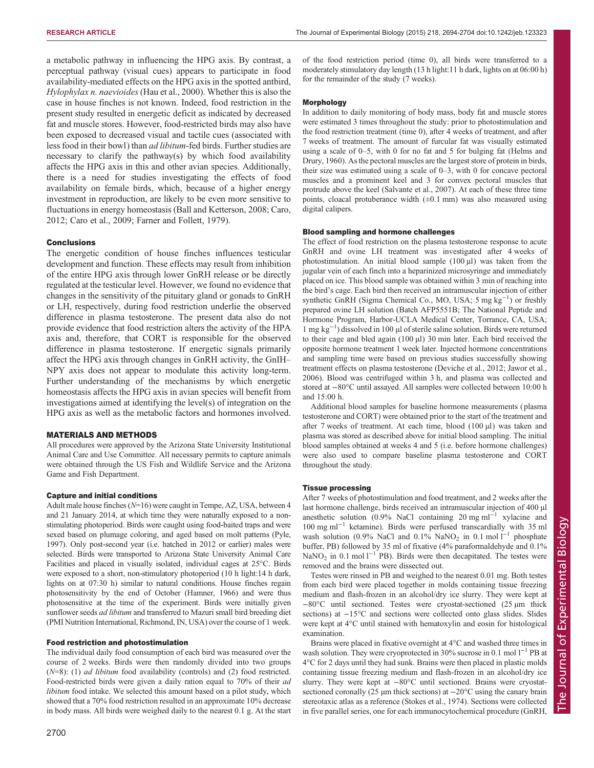a metabolic pathway in influencing the HPG axis. By contrast, a perceptual pathway (visual cues) appears to participate in food availability-mediated effects on the HPG axis in the spotted antbird, *Hylophylax n. naevioides* (Hau et al., 2000). Whether this is also the case in house finches is not known. Indeed, food restriction in the present study resulted in energetic deficit as indicated by decreased fat and muscle stores. However, food-restricted birds may also have been exposed to decreased visual and tactile cues (associated with less food in their bowl) than *ad libitum*-fed birds. Further studies are necessary to clarify the pathway(s) by which food availability affects the HPG axis in this and other avian species. Additionally, there is a need for studies investigating the effects of food availability on female birds, which, because of a higher energy investment in reproduction, are likely to be even more sensitive to fluctuations in energy homeostasis (Ball and Ketterson, 2008; Caro, 2012; Caro et al., 2009; Farner and Follett, 1979).

### Conclusions

The energetic condition of house finches influences testicular development and function. These effects may result from inhibition of the entire HPG axis through lower GnRH release or be directly regulated at the testicular level. However, we found no evidence that changes in the sensitivity of the pituitary gland or gonads to GnRH or LH, respectively, during food restriction underlie the observed difference in plasma testosterone. The present data also do not provide evidence that food restriction alters the activity of the HPA axis and, therefore, that CORT is responsible for the observed difference in plasma testosterone. If energetic signals primarily affect the HPG axis through changes in GnRH activity, the GnIH–NPY axis does not appear to modulate this activity long-term. Further understanding of the mechanisms by which energetic homeostasis affects the HPG axis in avian species will benefit from investigations aimed at identifying the level(s) of integration on the HPG axis as well as the metabolic factors and hormones involved.

## MATERIALS AND METHODS

All procedures were approved by the Arizona State University Institutional Animal Care and Use Committee. All necessary permits to capture animals were obtained through the US Fish and Wildlife Service and the Arizona Game and Fish Department.

### Capture and initial conditions

Adult male house finches (*N*=16) were caught in Tempe, AZ, USA, between 4 and 21 January 2014, at which time they were naturally exposed to a non-stimulating photoperiod. Birds were caught using food-baited traps and were sexed based on plumage coloring, and aged based on molt patterns (Pyle, 1997). Only post-second year (i.e. hatched in 2012 or earlier) males were selected. Birds were transported to Arizona State University Animal Care Facilities and placed in visually isolated, individual cages at 25°C. Birds were exposed to a short, non-stimulatory photoperiod (10 h light:14 h dark, lights on at 07:30 h) similar to natural conditions. House finches regain photosensitivity by the end of October (Hamner, 1966) and were thus photosensitive at the time of the experiment. Birds were initially given sunflower seeds *ad libitum* and transferred to Mazuri small bird breeding diet (PMI Nutrition International, Richmond, IN, USA) over the course of 1 week.

### Food restriction and photostimulation

The individual daily food consumption of each bird was measured over the course of 2 weeks. Birds were then randomly divided into two groups (*N*=8): (1) *ad libitum* food availability (controls) and (2) food restricted. Food-restricted birds were given a daily ration equal to 70% of their *ad libitum* food intake. We selected this amount based on a pilot study, which showed that a 70% food restriction resulted in an approximate 10% decrease in body mass. All birds were weighed daily to the nearest 0.1 g. At the start of the food restriction period (time 0), all birds were transferred to a moderately stimulatory day length (13 h light:11 h dark, lights on at 06:00 h) for the remainder of the study (7 weeks).

### Morphology

In addition to daily monitoring of body mass, body fat and muscle stores were estimated 3 times throughout the study: prior to photostimulation and the food restriction treatment (time 0), after 4 weeks of treatment, and after 7 weeks of treatment. The amount of furcular fat was visually estimated using a scale of 0–5, with 0 for no fat and 5 for bulging fat (Helms and Drury, 1960). As the pectoral muscles are the largest store of protein in birds, their size was estimated using a scale of 0–3, with 0 for concave pectoral muscles and a prominent keel and 3 for convex pectoral muscles that protrude above the keel (Salvante et al., 2007). At each of these three time points, cloacal protuberance width (±0.1 mm) was also measured using digital calipers.

### Blood sampling and hormone challenges

The effect of food restriction on the plasma testosterone response to acute GnRH and ovine LH treatment was investigated after 4 weeks of photostimulation. An initial blood sample (100 µl) was taken from the jugular vein of each finch into a heparinized microsyringe and immediately placed on ice. This blood sample was obtained within 3 min of reaching into the bird's cage. Each bird then received an intramuscular injection of either synthetic GnRH (Sigma Chemical Co., MO, USA; 5 mg $kg^{-1}$) or freshly prepared ovine LH solution (Batch AFP5551B; The National Peptide and Hormone Program, Harbor-UCLA Medical Center, Torrance, CA, USA; 1 mg $kg^{-1}$) dissolved in 100 µl of sterile saline solution. Birds were returned to their cage and bled again (100 µl) 30 min later. Each bird received the opposite hormone treatment 1 week later. Injected hormone concentrations and sampling time were based on previous studies successfully showing treatment effects on plasma testosterone (Deviche et al., 2012; Jawor et al., 2006). Blood was centrifuged within 3 h, and plasma was collected and stored at −80°C until assayed. All samples were collected between 10:00 h and 15:00 h.

Additional blood samples for baseline hormone measurements (plasma testosterone and CORT) were obtained prior to the start of the treatment and after 7 weeks of treatment. At each time, blood (100 µl) was taken and plasma was stored as described above for initial blood sampling. The initial blood samples obtained at weeks 4 and 5 (i.e. before hormone challenges) were also used to compare baseline plasma testosterone and CORT throughout the study.

### Tissue processing

After 7 weeks of photostimulation and food treatment, and 2 weeks after the last hormone challenge, birds received an intramuscular injection of 400 µl anesthetic solution (0.9% NaCl containing 20 mg $ml^{-1}$ xylacine and 100 mg $ml^{-1}$ ketamine). Birds were perfused transcardially with 35 ml wash solution (0.9% NaCl and 0.1% $NaNO_2$ in 0.1 mol $l^{-1}$ phosphate buffer, PB) followed by 35 ml of fixative (4% paraformaldehyde and 0.1% $NaNO_2$ in 0.1 mol $l^{-1}$ PB). Birds were then decapitated. The testes were removed and the brains were dissected out.

Testes were rinsed in PB and weighed to the nearest 0.01 mg. Both testes from each bird were placed together in molds containing tissue freezing medium and flash-frozen in an alcohol/dry ice slurry. They were kept at −80°C until sectioned. Testes were cryostat-sectioned (25 µm thick sections) at −15°C and sections were collected onto glass slides. Slides were kept at 4°C until stained with hematoxylin and eosin for histological examination.

Brains were placed in fixative overnight at 4°C and washed three times in wash solution. They were cryoprotected in 30% sucrose in 0.1 mol $l^{-1}$ PB at 4°C for 2 days until they had sunk. Brains were then placed in plastic molds containing tissue freezing medium and flash-frozen in an alcohol/dry ice slurry. They were kept at −80°C until sectioned. Brains were cryostat-sectioned coronally (25 µm thick sections) at −20°C using the canary brain stereotaxic atlas as a reference (Stokes et al., 1974). Sections were collected in five parallel series, one for each immunocytochemical procedure (GnRH,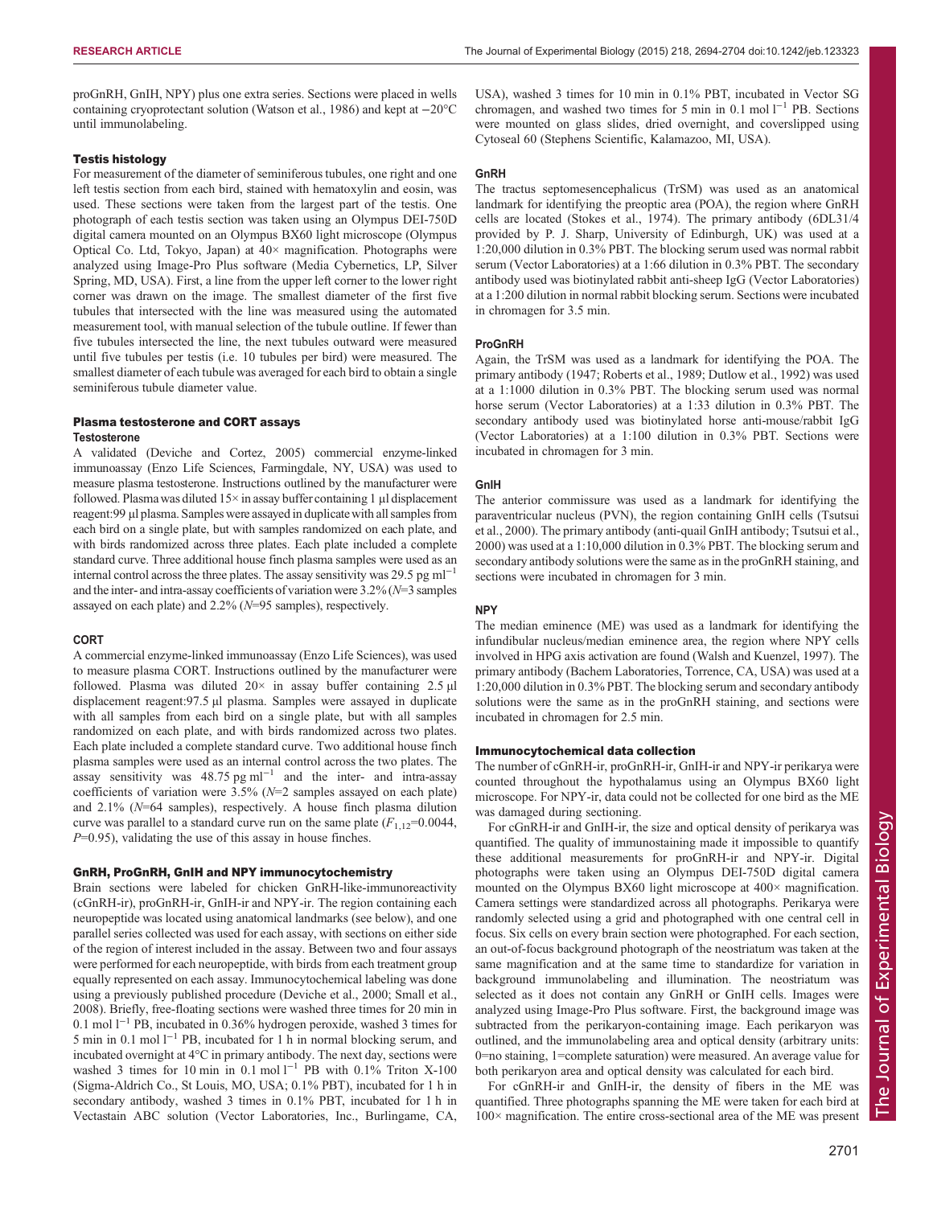proGnRH, GnIH, NPY) plus one extra series. Sections were placed in wells containing cryoprotectant solution (Watson et al., 1986) and kept at −20°C until immunolabeling.

### Testis histology

For measurement of the diameter of seminiferous tubules, one right and one left testis section from each bird, stained with hematoxylin and eosin, was used. These sections were taken from the largest part of the testis. One photograph of each testis section was taken using an Olympus DEI-750D digital camera mounted on an Olympus BX60 light microscope (Olympus Optical Co. Ltd, Tokyo, Japan) at 40× magnification. Photographs were analyzed using Image-Pro Plus software (Media Cybernetics, LP, Silver Spring, MD, USA). First, a line from the upper left corner to the lower right corner was drawn on the image. The smallest diameter of the first five tubules that intersected with the line was measured using the automated measurement tool, with manual selection of the tubule outline. If fewer than five tubules intersected the line, the next tubules outward were measured until five tubules per testis (i.e. 10 tubules per bird) were measured. The smallest diameter of each tubule was averaged for each bird to obtain a single seminiferous tubule diameter value.

### Plasma testosterone and CORT assays

#### Testosterone

A validated (Deviche and Cortez, 2005) commercial enzyme-linked immunoassay (Enzo Life Sciences, Farmingdale, NY, USA) was used to measure plasma testosterone. Instructions outlined by the manufacturer were followed. Plasma was diluted 15× in assay buffer containing 1 µl displacement reagent:99 µl plasma. Samples were assayed in duplicate with all samples from each bird on a single plate, but with samples randomized on each plate, and with birds randomized across three plates. Each plate included a complete standard curve. Three additional house finch plasma samples were used as an internal control across the three plates. The assay sensitivity was 29.5 pg ml$^{-1}$ and the inter- and intra-assay coefficients of variation were 3.2% ($N$=3 samples assayed on each plate) and 2.2% ($N$=95 samples), respectively.

#### CORT

A commercial enzyme-linked immunoassay (Enzo Life Sciences), was used to measure plasma CORT. Instructions outlined by the manufacturer were followed. Plasma was diluted 20× in assay buffer containing 2.5 µl displacement reagent:97.5 µl plasma. Samples were assayed in duplicate with all samples from each bird on a single plate, but with all samples randomized on each plate, and with birds randomized across two plates. Each plate included a complete standard curve. Two additional house finch plasma samples were used as an internal control across the two plates. The assay sensitivity was 48.75 pg ml$^{-1}$ and the inter- and intra-assay coefficients of variation were 3.5% ($N$=2 samples assayed on each plate) and 2.1% ($N$=64 samples), respectively. A house finch plasma dilution curve was parallel to a standard curve run on the same plate ($F_{1,12}$=0.0044, $P$=0.95), validating the use of this assay in house finches.

### GnRH, ProGnRH, GnIH and NPY immunocytochemistry

Brain sections were labeled for chicken GnRH-like-immunoreactivity (cGnRH-ir), proGnRH-ir, GnIH-ir and NPY-ir. The region containing each neuropeptide was located using anatomical landmarks (see below), and one parallel series collected was used for each assay, with sections on either side of the region of interest included in the assay. Between two and four assays were performed for each neuropeptide, with birds from each treatment group equally represented on each assay. Immunocytochemical labeling was done using a previously published procedure (Deviche et al., 2000; Small et al., 2008). Briefly, free-floating sections were washed three times for 20 min in 0.1 mol l$^{-1}$ PB, incubated in 0.36% hydrogen peroxide, washed 3 times for 5 min in 0.1 mol l$^{-1}$ PB, incubated for 1 h in normal blocking serum, and incubated overnight at 4°C in primary antibody. The next day, sections were washed 3 times for 10 min in 0.1 mol l$^{-1}$ PB with 0.1% Triton X-100 (Sigma-Aldrich Co., St Louis, MO, USA; 0.1% PBT), incubated for 1 h in secondary antibody, washed 3 times in 0.1% PBT, incubated for 1 h in Vectastain ABC solution (Vector Laboratories, Inc., Burlingame, CA, USA), washed 3 times for 10 min in 0.1% PBT, incubated in Vector SG chromagen, and washed two times for 5 min in 0.1 mol l$^{-1}$ PB. Sections were mounted on glass slides, dried overnight, and coverslipped using Cytoseal 60 (Stephens Scientific, Kalamazoo, MI, USA).

#### GnRH

The tractus septomesencephalicus (TrSM) was used as an anatomical landmark for identifying the preoptic area (POA), the region where GnRH cells are located (Stokes et al., 1974). The primary antibody (6DL31/4 provided by P. J. Sharp, University of Edinburgh, UK) was used at a 1:20,000 dilution in 0.3% PBT. The blocking serum used was normal rabbit serum (Vector Laboratories) at a 1:66 dilution in 0.3% PBT. The secondary antibody used was biotinylated rabbit anti-sheep IgG (Vector Laboratories) at a 1:200 dilution in normal rabbit blocking serum. Sections were incubated in chromagen for 3.5 min.

#### ProGnRH

Again, the TrSM was used as a landmark for identifying the POA. The primary antibody (1947; Roberts et al., 1989; Dutlow et al., 1992) was used at a 1:1000 dilution in 0.3% PBT. The blocking serum used was normal horse serum (Vector Laboratories) at a 1:33 dilution in 0.3% PBT. The secondary antibody used was biotinylated horse anti-mouse/rabbit IgG (Vector Laboratories) at a 1:100 dilution in 0.3% PBT. Sections were incubated in chromagen for 3 min.

#### GnIH

The anterior commissure was used as a landmark for identifying the paraventricular nucleus (PVN), the region containing GnIH cells (Tsutsui et al., 2000). The primary antibody (anti-quail GnIH antibody; Tsutsui et al., 2000) was used at a 1:10,000 dilution in 0.3% PBT. The blocking serum and secondary antibody solutions were the same as in the proGnRH staining, and sections were incubated in chromagen for 3 min.

#### NPY

The median eminence (ME) was used as a landmark for identifying the infundibular nucleus/median eminence area, the region where NPY cells involved in HPG axis activation are found (Walsh and Kuenzel, 1997). The primary antibody (Bachem Laboratories, Torrence, CA, USA) was used at a 1:20,000 dilution in 0.3% PBT. The blocking serum and secondary antibody solutions were the same as in the proGnRH staining, and sections were incubated in chromagen for 2.5 min.

### Immunocytochemical data collection

The number of cGnRH-ir, proGnRH-ir, GnIH-ir and NPY-ir perikarya were counted throughout the hypothalamus using an Olympus BX60 light microscope. For NPY-ir, data could not be collected for one bird as the ME was damaged during sectioning.

For cGnRH-ir and GnIH-ir, the size and optical density of perikarya was quantified. The quality of immunostaining made it impossible to quantify these additional measurements for proGnRH-ir and NPY-ir. Digital photographs were taken using an Olympus DEI-750D digital camera mounted on the Olympus BX60 light microscope at 400× magnification. Camera settings were standardized across all photographs. Perikarya were randomly selected using a grid and photographed with one central cell in focus. Six cells on every brain section were photographed. For each section, an out-of-focus background photograph of the neostriatum was taken at the same magnification and at the same time to standardize for variation in background immunolabeling and illumination. The neostriatum was selected as it does not contain any GnRH or GnIH cells. Images were analyzed using Image-Pro Plus software. First, the background image was subtracted from the perikaryon-containing image. Each perikaryon was outlined, and the immunolabeling area and optical density (arbitrary units: 0=no staining, 1=complete saturation) were measured. An average value for both perikaryon area and optical density was calculated for each bird.

For cGnRH-ir and GnIH-ir, the density of fibers in the ME was quantified. Three photographs spanning the ME were taken for each bird at 100× magnification. The entire cross-sectional area of the ME was present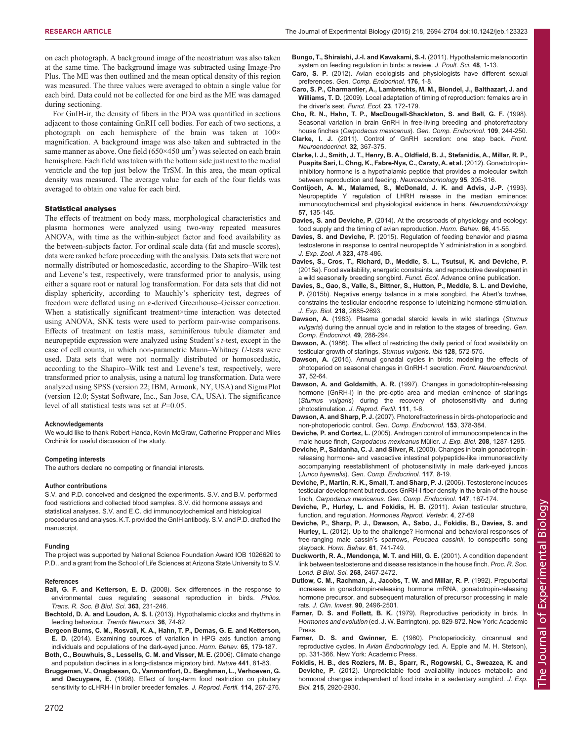on each photograph. A background image of the neostriatum was also taken at the same time. The background image was subtracted using Image-Pro Plus. The ME was then outlined and the mean optical density of this region was measured. The three values were averaged to obtain a single value for each bird. Data could not be collected for one bird as the ME was damaged during sectioning.

For GnIH-ir, the density of fibers in the POA was quantified in sections adjacent to those containing GnRH cell bodies. For each of two sections, a photograph on each hemisphere of the brain was taken at 100× magnification. A background image was also taken and subtracted in the same manner as above. One field (650×450 μm$^2$) was selected on each brain hemisphere. Each field was taken with the bottom side just next to the medial ventricle and the top just below the TrSM. In this area, the mean optical density was measured. The average value for each of the four fields was averaged to obtain one value for each bird.

### Statistical analyses

The effects of treatment on body mass, morphological characteristics and plasma hormones were analyzed using two-way repeated measures ANOVA, with time as the within-subject factor and food availability as the between-subjects factor. For ordinal scale data (fat and muscle scores), data were ranked before proceeding with the analysis. Data sets that were not normally distributed or homoscedastic, according to the Shapiro–Wilk test and Levene's test, respectively, were transformed prior to analysis, using either a square root or natural log transformation. For data sets that did not display sphericity, according to Mauchly's sphericity test, degrees of freedom were deflated using an ε-derived Greenhouse–Geisser correction. When a statistically significant treatment×time interaction was detected using ANOVA, SNK tests were used to perform pair-wise comparisons. Effects of treatment on testis mass, seminiferous tubule diameter and neuropeptide expression were analyzed using Student's *t*-test, except in the case of cell counts, in which non-parametric Mann–Whitney *U*-tests were used. Data sets that were not normally distributed or homoscedastic, according to the Shapiro–Wilk test and Levene's test, respectively, were transformed prior to analysis, using a natural log transformation. Data were analyzed using SPSS (version 22; IBM, Armonk, NY, USA) and SigmaPlot (version 12.0; Systat Software, Inc., San Jose, CA, USA). The significance level of all statistical tests was set at $P$=0.05.

#### Acknowledgements

We would like to thank Robert Handa, Kevin McGraw, Catherine Propper and Miles Orchinik for useful discussion of the study.

#### Competing interests

The authors declare no competing or financial interests.

#### Author contributions

S.V. and P.D. conceived and designed the experiments. S.V. and B.V. performed food restrictions and collected blood samples. S.V. did hormone assays and statistical analyses. S.V. and E.C. did immunocytochemical and histological procedures and analyses. K.T. provided the GnIH antibody. S.V. and P.D. drafted the manuscript.

#### Funding

The project was supported by National Science Foundation Award IOB 1026620 to P.D., and a grant from the School of Life Sciences at Arizona State University to S.V.

#### References

**Ball, G. F. and Ketterson, E. D.** (2008). Sex differences in the response to environmental cues regulating seasonal reproduction in birds. *Philos. Trans. R. Soc. B Biol. Sci.* **363**, 231-246.

**Bechtold, D. A. and Loudon, A. S. I.** (2013). Hypothalamic clocks and rhythms in feeding behaviour. *Trends Neurosci.* **36**, 74-82.

**Bergeon Burns, C. M., Rosvall, K. A., Hahn, T. P., Demas, G. E. and Ketterson, E. D.** (2014). Examining sources of variation in HPG axis function among individuals and populations of the dark-eyed junco. *Horm. Behav.* **65**, 179-187.

**Both, C., Bouwhuis, S., Lessells, C. M. and Visser, M. E.** (2006). Climate change and population declines in a long-distance migratory bird. *Nature* **441**, 81-83.

**Bruggeman, V., Onagbesan, O., Vanmontfort, D., Berghman, L., Verhoeven, G. and Decuypere, E.** (1998). Effect of long-term food restriction on pituitary sensitivity to cLHRH-I in broiler breeder females. *J. Reprod. Fertil.* **114**, 267-276.

**Bungo, T., Shiraishi, J.-I. and Kawakami, S.-I.** (2011). Hypothalamic melanocortin system on feeding regulation in birds: a review. *J. Poult. Sci.* **48**, 1-13.

**Caro, S. P.** (2012). Avian ecologists and physiologists have different sexual preferences. *Gen. Comp. Endocrinol.* **176**, 1-8.

**Caro, S. P., Charmantier, A., Lambrechts, M. M., Blondel, J., Balthazart, J. and Williams, T. D.** (2009). Local adaptation of timing of reproduction: females are in the driver's seat. *Funct. Ecol.* **23**, 172-179.

**Cho, R. N., Hahn, T. P., MacDougall-Shackleton, S. and Ball, G. F.** (1998). Seasonal variation in brain GnRH in free-living breeding and photorefractory house finches (*Carpodacus mexicanus*). *Gen. Comp. Endocrinol.* **109**, 244-250.

**Clarke, I. J.** (2011). Control of GnRH secretion: one step back. *Front. Neuroendocrinol.* **32**, 367-375.

**Clarke, I. J., Smith, J. T., Henry, B. A., Oldfield, B. J., Stefanidis, A., Millar, R. P., Puspita Sari, I., Chng, K., Fabre-Nys, C., Caraty, A. et al.** (2012). Gonadotropin-inhibitory hormone is a hypothalamic peptide that provides a molecular switch between reproduction and feeding. *Neuroendocrinology* **95**, 305-316.

**Contijoch, A. M., Malamed, S., McDonald, J. K. and Advis, J.-P.** (1993). Neuropeptide Y regulation of LHRH release in the median eminence: immunocytochemical and physiological evidence in hens. *Neuroendocrinology* **57**, 135-145.

**Davies, S. and Deviche, P.** (2014). At the crossroads of physiology and ecology: food supply and the timing of avian reproduction. *Horm. Behav.* **66**, 41-55.

**Davies, S. and Deviche, P.** (2015). Regulation of feeding behavior and plasma testosterone in response to central neuropeptide Y administration in a songbird. *J. Exp. Zool. A* **323**, 478-486.

**Davies, S., Cros, T., Richard, D., Meddle, S. L., Tsutsui, K. and Deviche, P.** (2015a). Food availability, energetic constraints, and reproductive development in a wild seasonally breeding songbird. *Funct. Ecol.* Advance online publication.

**Davies, S., Gao, S., Valle, S., Bittner, S., Hutton, P., Meddle, S. L. and Deviche, P.** (2015b). Negative energy balance in a male songbird, the Abert's towhee, constrains the testicular endocrine response to luteinizing hormone stimulation. *J. Exp. Biol.* **218**, 2685-2693.

**Dawson, A.** (1983). Plasma gonadal steroid levels in wild starlings (*Sturnus vulgaris*) during the annual cycle and in relation to the stages of breeding. *Gen. Comp. Endocrinol.* **49**, 286-294.

**Dawson, A.** (1986). The effect of restricting the daily period of food availability on testicular growth of starlings, *Sturnus vulgaris*. *Ibis* **128**, 572-575.

**Dawson, A.** (2015). Annual gonadal cycles in birds: modeling the effects of photoperiod on seasonal changes in GnRH-1 secretion. *Front. Neuroendocrinol.* **37**, 52-64.

**Dawson, A. and Goldsmith, A. R.** (1997). Changes in gonadotrophin-releasing hormone (GnRH-I) in the pre-optic area and median eminence of starlings (*Sturnus vulgaris*) during the recovery of photosensitivity and during photostimulation. *J. Reprod. Fertil.* **111**, 1-6.

**Dawson, A. and Sharp, P. J.** (2007). Photorefractoriness in birds-photoperiodic and non-photoperiodic control. *Gen. Comp. Endocrinol.* **153**, 378-384.

**Deviche, P. and Cortez, L.** (2005). Androgen control of immunocompetence in the male house finch, *Carpodacus mexicanus* Müller. *J. Exp. Biol.* **208**, 1287-1295.

**Deviche, P., Saldanha, C. J. and Silver, R.** (2000). Changes in brain gonadotropin-releasing hormone- and vasoactive intestinal polypeptide-like immunoreactivity accompanying reestablishment of photosensitivity in male dark-eyed juncos (*Junco hyemalis*). *Gen. Comp. Endocrinol.* **117**, 8-19.

**Deviche, P., Martin, R. K., Small, T. and Sharp, P. J.** (2006). Testosterone induces testicular development but reduces GnRH-I fiber density in the brain of the house finch, *Carpodacus mexicanus*. *Gen. Comp. Endocrinol.* **147**, 167-174.

**Deviche, P., Hurley, L. and Fokidis, H. B.** (2011). Avian testicular structure, function, and regulation. *Hormones Reprod. Vertebr.* **4**, 27-69

**Deviche, P., Sharp, P. J., Dawson, A., Sabo, J., Fokidis, B., Davies, S. and Hurley, L.** (2012). Up to the challenge? Hormonal and behavioral responses of free-ranging male cassin's sparrows, *Peucaea cassinii*, to conspecific song playback. *Horm. Behav.* **61**, 741-749.

**Duckworth, R. A., Mendonça, M. T. and Hill, G. E.** (2001). A condition dependent link between testosterone and disease resistance in the house finch. *Proc. R. Soc. Lond. B Biol. Sci.* **268**, 2467-2472.

**Dutlow, C. M., Rachman, J., Jacobs, T. W. and Millar, R. P.** (1992). Prepubertal increases in gonadotropin-releasing hormone mRNA, gonadotropin-releasing hormone precursor, and subsequent maturation of precursor processing in male rats. *J. Clin. Invest.* **90**, 2496-2501.

**Farner, D. S. and Follett, B. K.** (1979). Reproductive periodicity in birds. In *Hormones and evolution* (ed. J. W. Barrington), pp. 829-872. New York: Academic Press.

**Farner, D. S. and Gwinner, E.** (1980). Photoperiodicity, circannual and reproductive cycles. In *Avian Endocrinology* (ed. A. Epple and M. H. Stetson), pp. 331-366. New York: Academic Press.

**Fokidis, H. B., des Roziers, M. B., Sparr, R., Rogowski, C., Sweazea, K. and Deviche, P.** (2012). Unpredictable food availability induces metabolic and hormonal changes independent of food intake in a sedentary songbird. *J. Exp. Biol.* **215**, 2920-2930.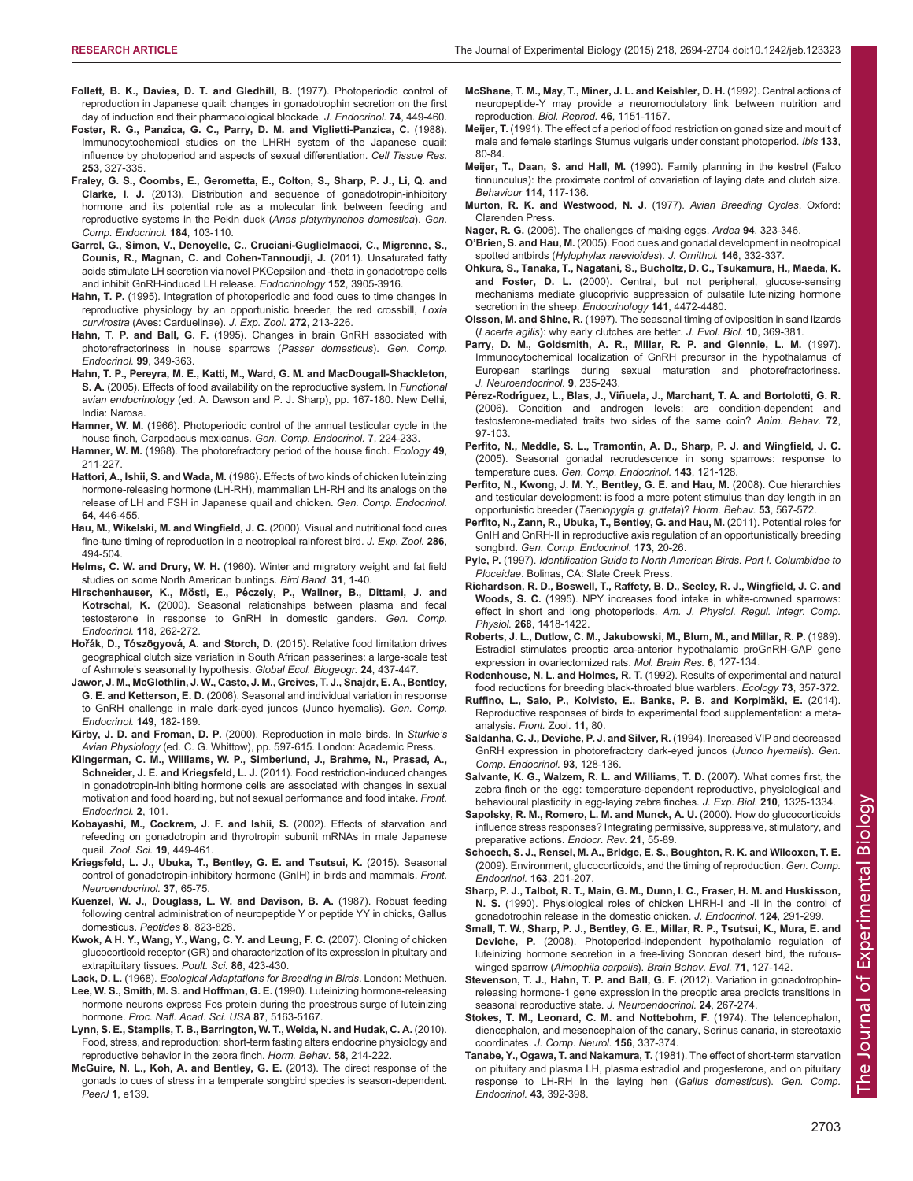**Follett, B. K., Davies, D. T. and Gledhill, B.** (1977). Photoperiodic control of reproduction in Japanese quail: changes in gonadotrophin secretion on the first day of induction and their pharmacological blockade. *J. Endocrinol.* **74**, 449-460.

**Foster, R. G., Panzica, G. C., Parry, D. M. and Viglietti-Panzica, C.** (1988). Immunocytochemical studies on the LHRH system of the Japanese quail: influence by photoperiod and aspects of sexual differentiation. *Cell Tissue Res.* **253**, 327-335.

**Fraley, G. S., Coombs, E., Gerometta, E., Colton, S., Sharp, P. J., Li, Q. and Clarke, I. J.** (2013). Distribution and sequence of gonadotropin-inhibitory hormone and its potential role as a molecular link between feeding and reproductive systems in the Pekin duck (*Anas platyrhynchos domestica*). *Gen. Comp. Endocrinol.* **184**, 103-110.

**Garrel, G., Simon, V., Denoyelle, C., Cruciani-Guglielmacci, C., Migrenne, S., Counis, R., Magnan, C. and Cohen-Tannoudji, J.** (2011). Unsaturated fatty acids stimulate LH secretion via novel PKCepsilon and -theta in gonadotrope cells and inhibit GnRH-induced LH release. *Endocrinology* **152**, 3905-3916.

**Hahn, T. P.** (1995). Integration of photoperiodic and food cues to time changes in reproductive physiology by an opportunistic breeder, the red crossbill, *Loxia curvirostra* (Aves: Carduelinae). *J. Exp. Zool.* **272**, 213-226.

**Hahn, T. P. and Ball, G. F.** (1995). Changes in brain GnRH associated with photorefractoriness in house sparrows (*Passer domesticus*). *Gen. Comp. Endocrinol.* **99**, 349-363.

**Hahn, T. P., Pereyra, M. E., Katti, M., Ward, G. M. and MacDougall-Shackleton, S. A.** (2005). Effects of food availability on the reproductive system. In *Functional avian endocrinology* (ed. A. Dawson and P. J. Sharp), pp. 167-180. New Delhi, India: Narosa.

**Hamner, W. M.** (1966). Photoperiodic control of the annual testicular cycle in the house finch, Carpodacus mexicanus. *Gen. Comp. Endocrinol.* **7**, 224-233.

**Hamner, W. M.** (1968). The photorefractory period of the house finch. *Ecology* **49**, 211-227.

**Hattori, A., Ishii, S. and Wada, M.** (1986). Effects of two kinds of chicken luteinizing hormone-releasing hormone (LH-RH), mammalian LH-RH and its analogs on the release of LH and FSH in Japanese quail and chicken. *Gen. Comp. Endocrinol.* **64**, 446-455.

**Hau, M., Wikelski, M. and Wingfield, J. C.** (2000). Visual and nutritional food cues fine-tune timing of reproduction in a neotropical rainforest bird. *J. Exp. Zool.* **286**, 494-504.

**Helms, C. W. and Drury, W. H.** (1960). Winter and migratory weight and fat field studies on some North American buntings. *Bird Band.* **31**, 1-40.

**Hirschenhauser, K., Möstl, E., Péczely, P., Wallner, B., Dittami, J. and Kotrschal, K.** (2000). Seasonal relationships between plasma and fecal testosterone in response to GnRH in domestic ganders. *Gen. Comp. Endocrinol.* **118**, 262-272.

**Hořák, D., Tószögyová, A. and Storch, D.** (2015). Relative food limitation drives geographical clutch size variation in South African passerines: a large-scale test of Ashmole's seasonality hypothesis. *Global Ecol. Biogeogr.* **24**, 437-447.

**Jawor, J. M., McGlothlin, J. W., Casto, J. M., Greives, T. J., Snajdr, E. A., Bentley, G. E. and Ketterson, E. D.** (2006). Seasonal and individual variation in response to GnRH challenge in male dark-eyed juncos (Junco hyemalis). *Gen. Comp. Endocrinol.* **149**, 182-189.

**Kirby, J. D. and Froman, D. P.** (2000). Reproduction in male birds. In *Sturkie's Avian Physiology* (ed. C. G. Whittow), pp. 597-615. London: Academic Press.

**Klingerman, C. M., Williams, W. P., Simberlund, J., Brahme, N., Prasad, A., Schneider, J. E. and Kriegsfeld, L. J.** (2011). Food restriction-induced changes in gonadotropin-inhibiting hormone cells are associated with changes in sexual motivation and food hoarding, but not sexual performance and food intake. *Front. Endocrinol.* **2**, 101.

**Kobayashi, M., Cockrem, J. F. and Ishii, S.** (2002). Effects of starvation and refeeding on gonadotropin and thyrotropin subunit mRNAs in male Japanese quail. *Zool. Sci.* **19**, 449-461.

**Kriegsfeld, L. J., Ubuka, T., Bentley, G. E. and Tsutsui, K.** (2015). Seasonal control of gonadotropin-inhibitory hormone (GnIH) in birds and mammals. *Front. Neuroendocrinol.* **37**, 65-75.

**Kuenzel, W. J., Douglass, L. W. and Davison, B. A.** (1987). Robust feeding following central administration of neuropeptide Y or peptide YY in chicks, Gallus domesticus. *Peptides* **8**, 823-828.

**Kwok, A H. Y., Wang, Y., Wang, C. Y. and Leung, F. C.** (2007). Cloning of chicken glucocorticoid receptor (GR) and characterization of its expression in pituitary and extrapituitary tissues. *Poult. Sci.* **86**, 423-430.

**Lack, D. L.** (1968). *Ecological Adaptations for Breeding in Birds*. London: Methuen.

**Lee, W. S., Smith, M. S. and Hoffman, G. E.** (1990). Luteinizing hormone-releasing hormone neurons express Fos protein during the proestrous surge of luteinizing hormone. *Proc. Natl. Acad. Sci. USA* **87**, 5163-5167.

**Lynn, S. E., Stamplis, T. B., Barrington, W. T., Weida, N. and Hudak, C. A.** (2010). Food, stress, and reproduction: short-term fasting alters endocrine physiology and reproductive behavior in the zebra finch. *Horm. Behav.* **58**, 214-222.

**McGuire, N. L., Koh, A. and Bentley, G. E.** (2013). The direct response of the gonads to cues of stress in a temperate songbird species is season-dependent. *PeerJ* **1**, e139.

**McShane, T. M., May, T., Miner, J. L. and Keishler, D. H.** (1992). Central actions of neuropeptide-Y may provide a neuromodulatory link between nutrition and reproduction. *Biol. Reprod.* **46**, 1151-1157.

**Meijer, T.** (1991). The effect of a period of food restriction on gonad size and moult of male and female starlings Sturnus vulgaris under constant photoperiod. *Ibis* **133**, 80-84.

**Meijer, T., Daan, S. and Hall, M.** (1990). Family planning in the kestrel (Falco tinnunculus): the proximate control of covariation of laying date and clutch size. *Behaviour* **114**, 117-136.

**Murton, R. K. and Westwood, N. J.** (1977). *Avian Breeding Cycles*. Oxford: Clarenden Press.

**Nager, R. G.** (2006). The challenges of making eggs. *Ardea* **94**, 323-346.

**O'Brien, S. and Hau, M.** (2005). Food cues and gonadal development in neotropical spotted antbirds (*Hylophylax naevioides*). *J. Ornithol.* **146**, 332-337.

**Ohkura, S., Tanaka, T., Nagatani, S., Bucholtz, D. C., Tsukamura, H., Maeda, K. and Foster, D. L.** (2000). Central, but not peripheral, glucose-sensing mechanisms mediate glucoprivic suppression of pulsatile luteinizing hormone secretion in the sheep. *Endocrinology* **141**, 4472-4480.

**Olsson, M. and Shine, R.** (1997). The seasonal timing of oviposition in sand lizards (*Lacerta agilis*): why early clutches are better. *J. Evol. Biol.* **10**, 369-381.

**Parry, D. M., Goldsmith, A. R., Millar, R. P. and Glennie, L. M.** (1997). Immunocytochemical localization of GnRH precursor in the hypothalamus of European starlings during sexual maturation and photorefractoriness. *J. Neuroendocrinol.* **9**, 235-243.

**Pérez-Rodríguez, L., Blas, J., Viñuela, J., Marchant, T. A. and Bortolotti, G. R.** (2006). Condition and androgen levels: are condition-dependent and testosterone-mediated traits two sides of the same coin? *Anim. Behav.* **72**, 97-103.

**Perfito, N., Meddle, S. L., Tramontin, A. D., Sharp, P. J. and Wingfield, J. C.** (2005). Seasonal gonadal recrudescence in song sparrows: response to temperature cues. *Gen. Comp. Endocrinol.* **143**, 121-128.

**Perfito, N., Kwong, J. M. Y., Bentley, G. E. and Hau, M.** (2008). Cue hierarchies and testicular development: is food a more potent stimulus than day length in an opportunistic breeder (*Taeniopygia g. guttata*)? *Horm. Behav.* **53**, 567-572.

**Perfito, N., Zann, R., Ubuka, T., Bentley, G. and Hau, M.** (2011). Potential roles for GnIH and GnRH-II in reproductive axis regulation of an opportunistically breeding songbird. *Gen. Comp. Endocrinol.* **173**, 20-26.

**Pyle, P.** (1997). *Identification Guide to North American Birds. Part I. Columbidae to Ploceidae*. Bolinas, CA: Slate Creek Press.

**Richardson, R. D., Boswell, T., Raffety, B. D., Seeley, R. J., Wingfield, J. C. and Woods, S. C.** (1995). NPY increases food intake in white-crowned sparrows: effect in short and long photoperiods. *Am. J. Physiol. Regul. Integr. Comp. Physiol.* **268**, 1418-1422.

**Roberts, J. L., Dutlow, C. M., Jakubowski, M., Blum, M., and Millar, R. P.** (1989). Estradiol stimulates preoptic area-anterior hypothalamic proGnRH-GAP gene expression in ovariectomized rats. *Mol. Brain Res.* **6**, 127-134.

**Rodenhouse, N. L. and Holmes, R. T.** (1992). Results of experimental and natural food reductions for breeding black-throated blue warblers. *Ecology* **73**, 357-372.

**Ruffino, L., Salo, P., Koivisto, E., Banks, P. B. and Korpimäki, E.** (2014). Reproductive responses of birds to experimental food supplementation: a meta-analysis. *Front. Zool.* **11**, 80.

**Saldanha, C. J., Deviche, P. J. and Silver, R.** (1994). Increased VIP and decreased GnRH expression in photorefractory dark-eyed juncos (*Junco hyemalis*). *Gen. Comp. Endocrinol.* **93**, 128-136.

**Salvante, K. G., Walzem, R. L. and Williams, T. D.** (2007). What comes first, the zebra finch or the egg: temperature-dependent reproductive, physiological and behavioural plasticity in egg-laying zebra finches. *J. Exp. Biol.* **210**, 1325-1334.

**Sapolsky, R. M., Romero, L. M. and Munck, A. U.** (2000). How do glucocorticoids influence stress responses? Integrating permissive, suppressive, stimulatory, and preparative actions. *Endocr. Rev.* **21**, 55-89.

**Schoech, S. J., Rensel, M. A., Bridge, E. S., Boughton, R. K. and Wilcoxen, T. E.** (2009). Environment, glucocorticoids, and the timing of reproduction. *Gen. Comp. Endocrinol.* **163**, 201-207.

**Sharp, P. J., Talbot, R. T., Main, G. M., Dunn, I. C., Fraser, H. M. and Huskisson, N. S.** (1990). Physiological roles of chicken LHRH-I and -II in the control of gonadotrophin release in the domestic chicken. *J. Endocrinol.* **124**, 291-299.

**Small, T. W., Sharp, P. J., Bentley, G. E., Millar, R. P., Tsutsui, K., Mura, E. and Deviche, P.** (2008). Photoperiod-independent hypothalamic regulation of luteinizing hormone secretion in a free-living Sonoran desert bird, the rufous-winged sparrow (*Aimophila carpalis*). *Brain Behav. Evol.* **71**, 127-142.

**Stevenson, T. J., Hahn, T. P. and Ball, G. F.** (2012). Variation in gonadotrophin-releasing hormone-1 gene expression in the preoptic area predicts transitions in seasonal reproductive state. *J. Neuroendocrinol.* **24**, 267-274.

**Stokes, T. M., Leonard, C. M. and Nottebohm, F.** (1974). The telencephalon, diencephalon, and mesencephalon of the canary, Serinus canaria, in stereotaxic coordinates. *J. Comp. Neurol.* **156**, 337-374.

**Tanabe, Y., Ogawa, T. and Nakamura, T.** (1981). The effect of short-term starvation on pituitary and plasma LH, plasma estradiol and progesterone, and on pituitary response to LH-RH in the laying hen (*Gallus domesticus*). *Gen. Comp. Endocrinol.* **43**, 392-398.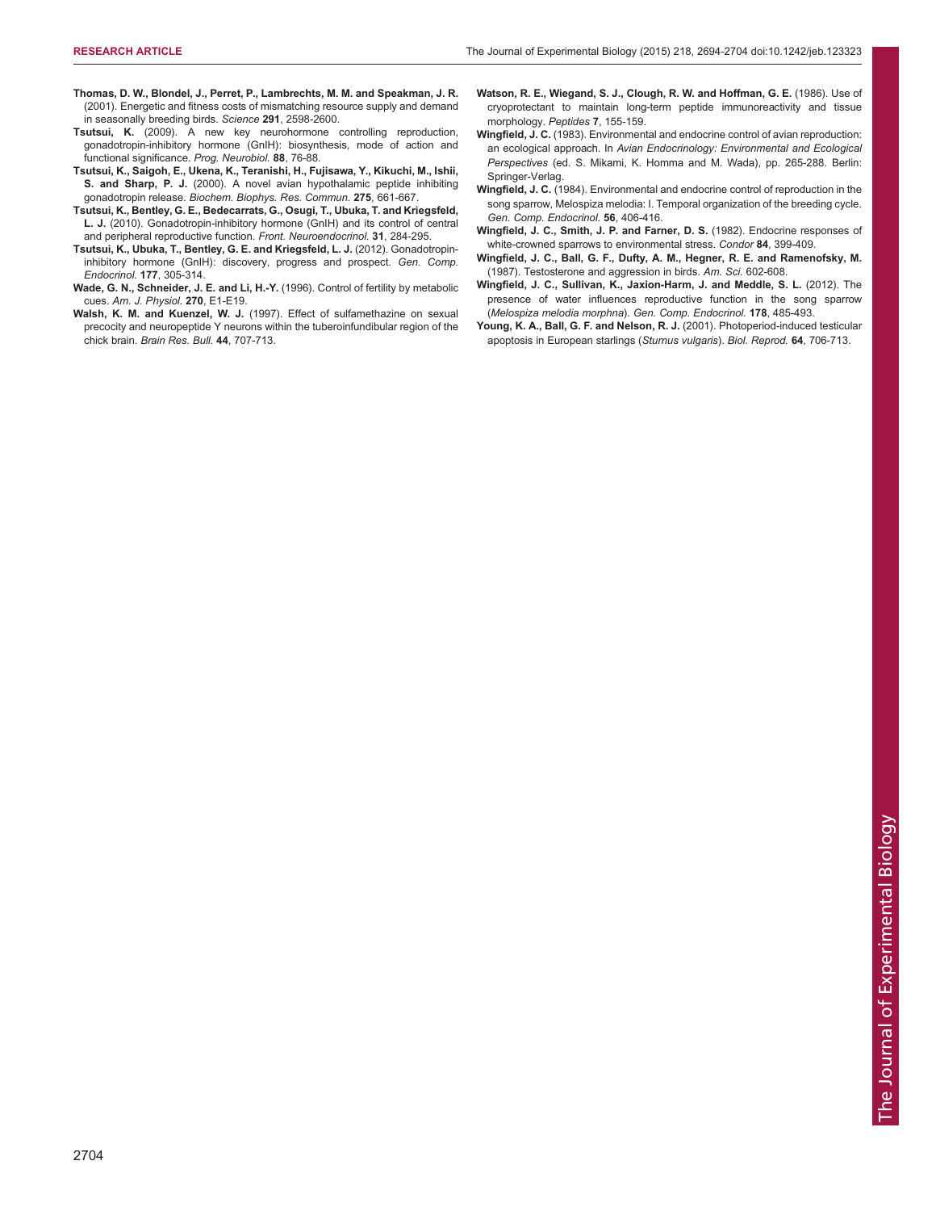**Thomas, D. W., Blondel, J., Perret, P., Lambrechts, M. M. and Speakman, J. R.** (2001). Energetic and fitness costs of mismatching resource supply and demand in seasonally breeding birds. *Science* **291**, 2598-2600.

**Tsutsui, K.** (2009). A new key neurohormone controlling reproduction, gonadotropin-inhibitory hormone (GnIH): biosynthesis, mode of action and functional significance. *Prog. Neurobiol.* **88**, 76-88.

**Tsutsui, K., Saigoh, E., Ukena, K., Teranishi, H., Fujisawa, Y., Kikuchi, M., Ishii, S. and Sharp, P. J.** (2000). A novel avian hypothalamic peptide inhibiting gonadotropin release. *Biochem. Biophys. Res. Commun.* **275**, 661-667.

**Tsutsui, K., Bentley, G. E., Bedecarrats, G., Osugi, T., Ubuka, T. and Kriegsfeld, L. J.** (2010). Gonadotropin-inhibitory hormone (GnIH) and its control of central and peripheral reproductive function. *Front. Neuroendocrinol.* **31**, 284-295.

**Tsutsui, K., Ubuka, T., Bentley, G. E. and Kriegsfeld, L. J.** (2012). Gonadotropin-inhibitory hormone (GnIH): discovery, progress and prospect. *Gen. Comp. Endocrinol.* **177**, 305-314.

**Wade, G. N., Schneider, J. E. and Li, H.-Y.** (1996). Control of fertility by metabolic cues. *Am. J. Physiol.* **270**, E1-E19.

**Walsh, K. M. and Kuenzel, W. J.** (1997). Effect of sulfamethazine on sexual precocity and neuropeptide Y neurons within the tuberoinfundibular region of the chick brain. *Brain Res. Bull.* **44**, 707-713.

**Watson, R. E., Wiegand, S. J., Clough, R. W. and Hoffman, G. E.** (1986). Use of cryoprotectant to maintain long-term peptide immunoreactivity and tissue morphology. *Peptides* **7**, 155-159.

**Wingfield, J. C.** (1983). Environmental and endocrine control of avian reproduction: an ecological approach. In *Avian Endocrinology: Environmental and Ecological Perspectives* (ed. S. Mikami, K. Homma and M. Wada), pp. 265-288. Berlin: Springer-Verlag.

**Wingfield, J. C.** (1984). Environmental and endocrine control of reproduction in the song sparrow, Melospiza melodia: I. Temporal organization of the breeding cycle. *Gen. Comp. Endocrinol.* **56**, 406-416.

**Wingfield, J. C., Smith, J. P. and Farner, D. S.** (1982). Endocrine responses of white-crowned sparrows to environmental stress. *Condor* **84**, 399-409.

**Wingfield, J. C., Ball, G. F., Dufty, A. M., Hegner, R. E. and Ramenofsky, M.** (1987). Testosterone and aggression in birds. *Am. Sci.* 602-608.

**Wingfield, J. C., Sullivan, K., Jaxion-Harm, J. and Meddle, S. L.** (2012). The presence of water influences reproductive function in the song sparrow (*Melospiza melodia morphna*). *Gen. Comp. Endocrinol.* **178**, 485-493.

**Young, K. A., Ball, G. F. and Nelson, R. J.** (2001). Photoperiod-induced testicular apoptosis in European starlings (*Sturnus vulgaris*). *Biol. Reprod.* **64**, 706-713.